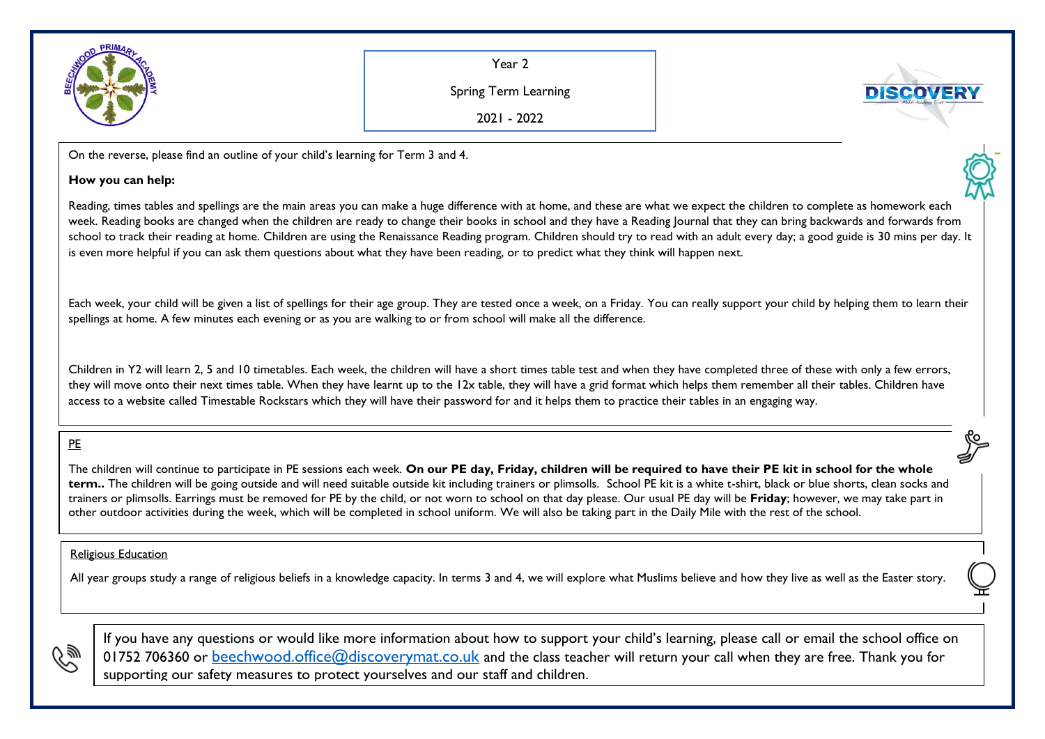Year 2

Spring Term Learning

2021 - 2022

On the reverse, please find an outline of your child's learning for Term 3 and 4.

**How you can help:**

Reading, times tables and spellings are the main areas you can make a huge difference with at home, and these are what we expect the children to complete as homework each week. Reading books are changed when the children are ready to change their books in school and they have a Reading Journal that they can bring backwards and forwards from school to track their reading at home. Children are using the Renaissance Reading program. Children should try to read with an adult every day; a good guide is 30 mins per day. It is even more helpful if you can ask them questions about what they have been reading, or to predict what they think will happen next.

Each week, your child will be given a list of spellings for their age group. They are tested once a week, on a Friday. You can really support your child by helping them to learn their spellings at home. A few minutes each evening or as you are walking to or from school will make all the difference.

Children in Y2 will learn 2, 5 and 10 timetables. Each week, the children will have a short times table test and when they have completed three of these with only a few errors, they will move onto their next times table. When they have learnt up to the 12x table, they will have a grid format which helps them remember all their tables. Children have access to a website called Timestable Rockstars which they will have their password for and it helps them to practice their tables in an engaging way.

PE

The children will continue to participate in PE sessions each week. **On our PE day, Friday, children will be required to have their PE kit in school for the whole term..** The children will be going outside and will need suitable outside kit including trainers or plimsolls. School PE kit is a white t-shirt, black or blue shorts, clean socks and trainers or plimsolls. Earrings must be removed for PE by the child, or not worn to school on that day please. Our usual PE day will be **Friday**; however, we may take part in other outdoor activities during the week, which will be completed in school uniform. We will also be taking part in the Daily Mile with the rest of the school.

Religious Education

All year groups study a range of religious beliefs in a knowledge capacity. In terms 3 and 4, we will explore what Muslims believe and how they live as well as the Easter story.

If you have any questions or would like more information about how to support your child's learning, please call or email the school office on 01752 706360 or beechwood.office@discoverymat.co.uk and the class teacher will return your call when they are free. Thank you for supporting our safety measures to protect yourselves and our staff and children.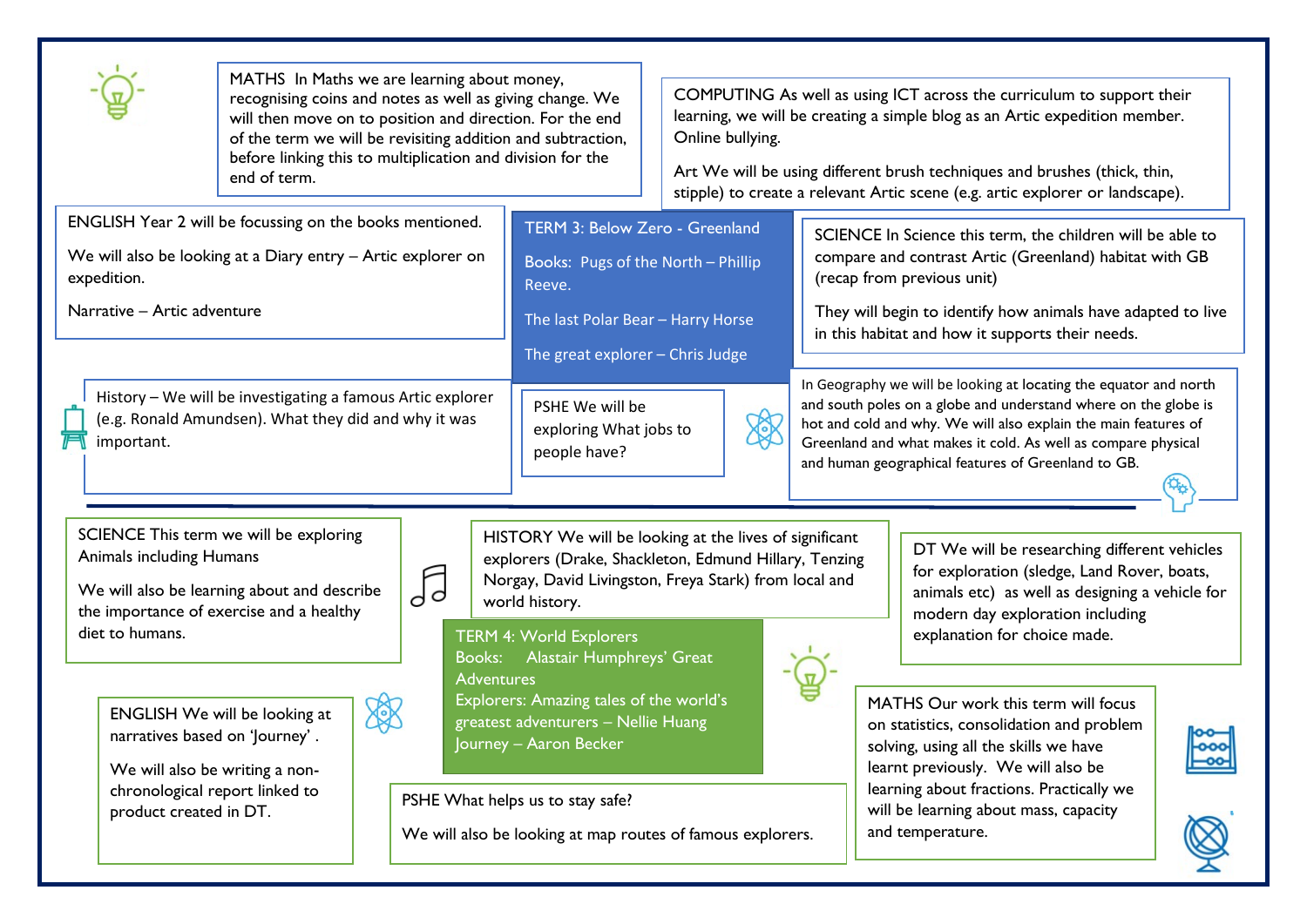MATHS In Maths we are learning about money, recognising coins and notes as well as giving change. We will then move on to position and direction. For the end of the term we will be revisiting addition and subtraction, before linking this to multiplication and division for the end of term.

COMPUTING As well as using ICT across the curriculum to support their learning, we will be creating a simple blog as an Artic expedition member. Online bullying.

Art We will be using different brush techniques and brushes (thick, thin, stipple) to create a relevant Artic scene (e.g. artic explorer or landscape).

ENGLISH Year 2 will be focussing on the books mentioned.

We will also be looking at a Diary entry – Artic explorer on expedition.

Narrative – Artic adventure

## TERM 3: Below Zero - Greenland

Books: Pugs of the North – Phillip Reeve.

The last Polar Bear – Harry Horse

The great explorer – Chris Judge

SCIENCE In Science this term, the children will be able to compare and contrast Artic (Greenland) habitat with GB (recap from previous unit)

They will begin to identify how animals have adapted to live in this habitat and how it supports their needs.

History – We will be investigating a famous Artic explorer (e.g. Ronald Amundsen). What they did and why it was important.

PSHE We will be exploring What jobs to people have?

In Geography we will be looking at locating the equator and north and south poles on a globe and understand where on the globe is hot and cold and why. We will also explain the main features of Greenland and what makes it cold. As well as compare physical and human geographical features of Greenland to GB.

---

SCIENCE This term we will be exploring Animals including Humans

We will also be learning about and describe the importance of exercise and a healthy diet to humans.

HISTORY We will be looking at the lives of significant explorers (Drake, Shackleton, Edmund Hillary, Tenzing Norgay, David Livingston, Freya Stark) from local and world history.

DT We will be researching different vehicles for exploration (sledge, Land Rover, boats, animals etc) as well as designing a vehicle for modern day exploration including explanation for choice made.

## TERM 4: World Explorers

Books: Alastair Humphreys' Great Adventures

Explorers: Amazing tales of the world's greatest adventurers – Nellie Huang

Journey – Aaron Becker

ENGLISH We will be looking at narratives based on 'Journey'.

We will also be writing a non-chronological report linked to product created in DT.

PSHE What helps us to stay safe?

We will also be looking at map routes of famous explorers.

MATHS Our work this term will focus on statistics, consolidation and problem solving, using all the skills we have learnt previously. We will also be learning about fractions. Practically we will be learning about mass, capacity and temperature.